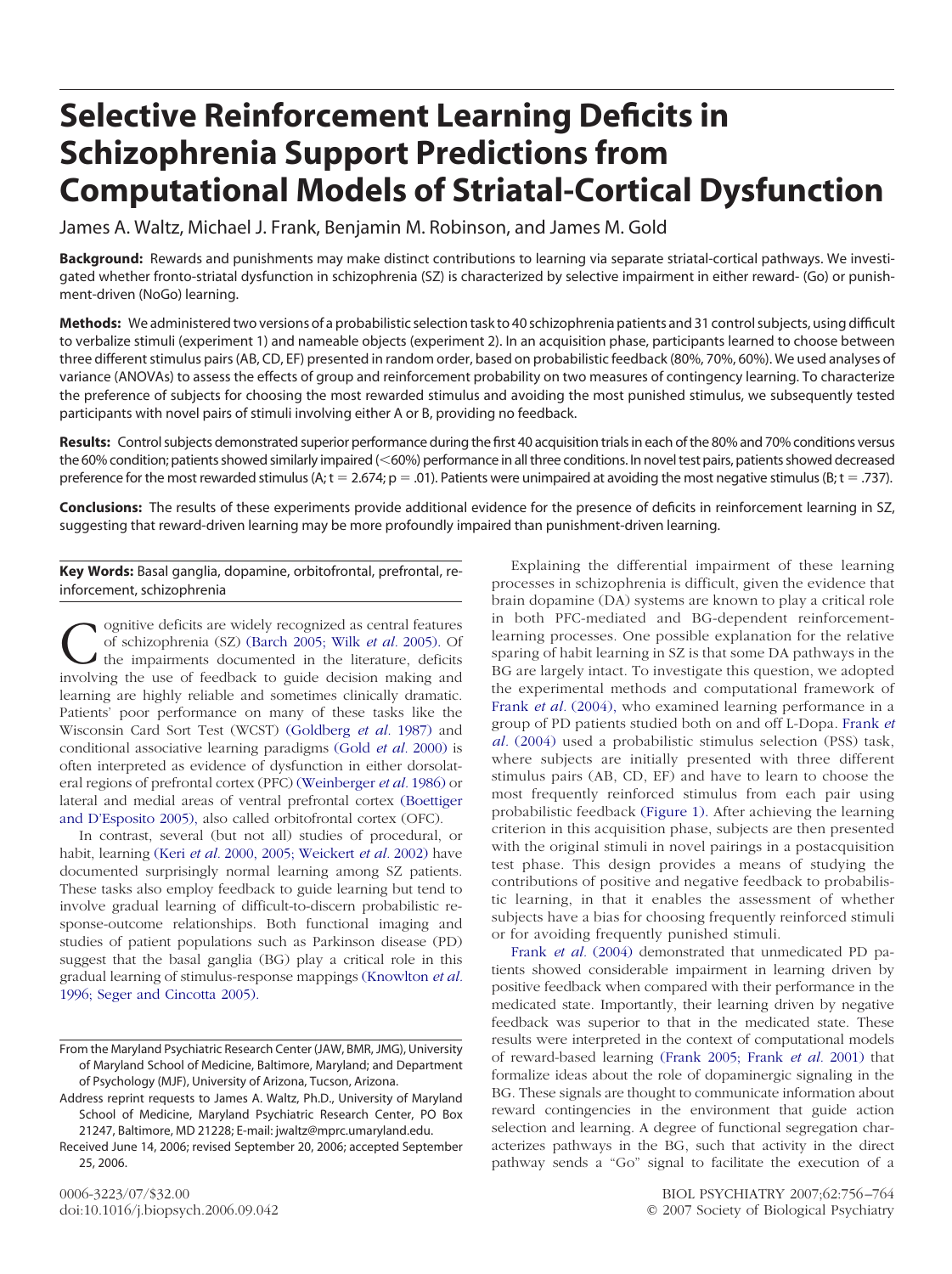# Selective Reinforcement Learning Deficits in Schizophrenia Support Predictions from Computational Models of Striatal-Cortical Dysfunction

James A. Waltz, Michael J. Frank, Benjamin M. Robinson, and James M. Gold

**Background:** Rewards and punishments may make distinct contributions to learning via separate striatal-cortical pathways. We investigated whether fronto-striatal dysfunction in schizophrenia (SZ) is characterized by selective impairment in either reward- (Go) or punishment-driven (NoGo) learning.

**Methods:** We administered two versions of a probabilistic selection task to 40 schizophrenia patients and 31 control subjects, using difficult to verbalize stimuli (experiment 1) and nameable objects (experiment 2). In an acquisition phase, participants learned to choose between three different stimulus pairs (AB, CD, EF) presented in random order, based on probabilistic feedback (80%, 70%, 60%). We used analyses of variance (ANOVAs) to assess the effects of group and reinforcement probability on two measures of contingency learning. To characterize the preference of subjects for choosing the most rewarded stimulus and avoiding the most punished stimulus, we subsequently tested participants with novel pairs of stimuli involving either A or B, providing no feedback.

**Results:** Control subjects demonstrated superior performance during the first 40 acquisition trials in each of the 80% and 70% conditions versus the 60% condition; patients showed similarly impaired (<60%) performance in all three conditions. In novel test pairs, patients showed decreased preference for the most rewarded stimulus (A; $t = 2.674$; $p = .01$). Patients were unimpaired at avoiding the most negative stimulus (B; $t = .737$).

**Conclusions:** The results of these experiments provide additional evidence for the presence of deficits in reinforcement learning in SZ, suggesting that reward-driven learning may be more profoundly impaired than punishment-driven learning.

**Key Words:** Basal ganglia, dopamine, orbitofrontal, prefrontal, reinforcement, schizophrenia

Cognitive deficits are widely recognized as central features of schizophrenia (SZ) (Barch 2005; Wilk *et al.* 2005). Of the impairments documented in the literature, deficits involving the use of feedback to guide decision making and learning are highly reliable and sometimes clinically dramatic. Patients' poor performance on many of these tasks like the Wisconsin Card Sort Test (WCST) (Goldberg *et al.* 1987) and conditional associative learning paradigms (Gold *et al.* 2000) is often interpreted as evidence of dysfunction in either dorsolateral regions of prefrontal cortex (PFC) (Weinberger *et al.* 1986) or lateral and medial areas of ventral prefrontal cortex (Boettiger and D'Esposito 2005), also called orbitofrontal cortex (OFC).

In contrast, several (but not all) studies of procedural, or habit, learning (Keri *et al.* 2000, 2005; Weickert *et al.* 2002) have documented surprisingly normal learning among SZ patients. These tasks also employ feedback to guide learning but tend to involve gradual learning of difficult-to-discern probabilistic response-outcome relationships. Both functional imaging and studies of patient populations such as Parkinson disease (PD) suggest that the basal ganglia (BG) play a critical role in this gradual learning of stimulus-response mappings (Knowlton *et al.* 1996; Seger and Cincotta 2005).

From the Maryland Psychiatric Research Center (JAW, BMR, JMG), University of Maryland School of Medicine, Baltimore, Maryland; and Department of Psychology (MJF), University of Arizona, Tucson, Arizona.

Address reprint requests to James A. Waltz, Ph.D., University of Maryland School of Medicine, Maryland Psychiatric Research Center, PO Box 21247, Baltimore, MD 21228; E-mail: jwaltz@mprc.umaryland.edu.

Received June 14, 2006; revised September 20, 2006; accepted September 25, 2006.

Explaining the differential impairment of these learning processes in schizophrenia is difficult, given the evidence that brain dopamine (DA) systems are known to play a critical role in both PFC-mediated and BG-dependent reinforcement-learning processes. One possible explanation for the relative sparing of habit learning in SZ is that some DA pathways in the BG are largely intact. To investigate this question, we adopted the experimental methods and computational framework of Frank *et al.* (2004), who examined learning performance in a group of PD patients studied both on and off L-Dopa. Frank *et al.* (2004) used a probabilistic stimulus selection (PSS) task, where subjects are initially presented with three different stimulus pairs (AB, CD, EF) and have to learn to choose the most frequently reinforced stimulus from each pair using probabilistic feedback (Figure 1). After achieving the learning criterion in this acquisition phase, subjects are then presented with the original stimuli in novel pairings in a postacquisition test phase. This design provides a means of studying the contributions of positive and negative feedback to probabilistic learning, in that it enables the assessment of whether subjects have a bias for choosing frequently reinforced stimuli or for avoiding frequently punished stimuli.

Frank *et al.* (2004) demonstrated that unmedicated PD patients showed considerable impairment in learning driven by positive feedback when compared with their performance in the medicated state. Importantly, their learning driven by negative feedback was superior to that in the medicated state. These results were interpreted in the context of computational models of reward-based learning (Frank 2005; Frank *et al.* 2001) that formalize ideas about the role of dopaminergic signaling in the BG. These signals are thought to communicate information about reward contingencies in the environment that guide action selection and learning. A degree of functional segregation characterizes pathways in the BG, such that activity in the direct pathway sends a "Go" signal to facilitate the execution of a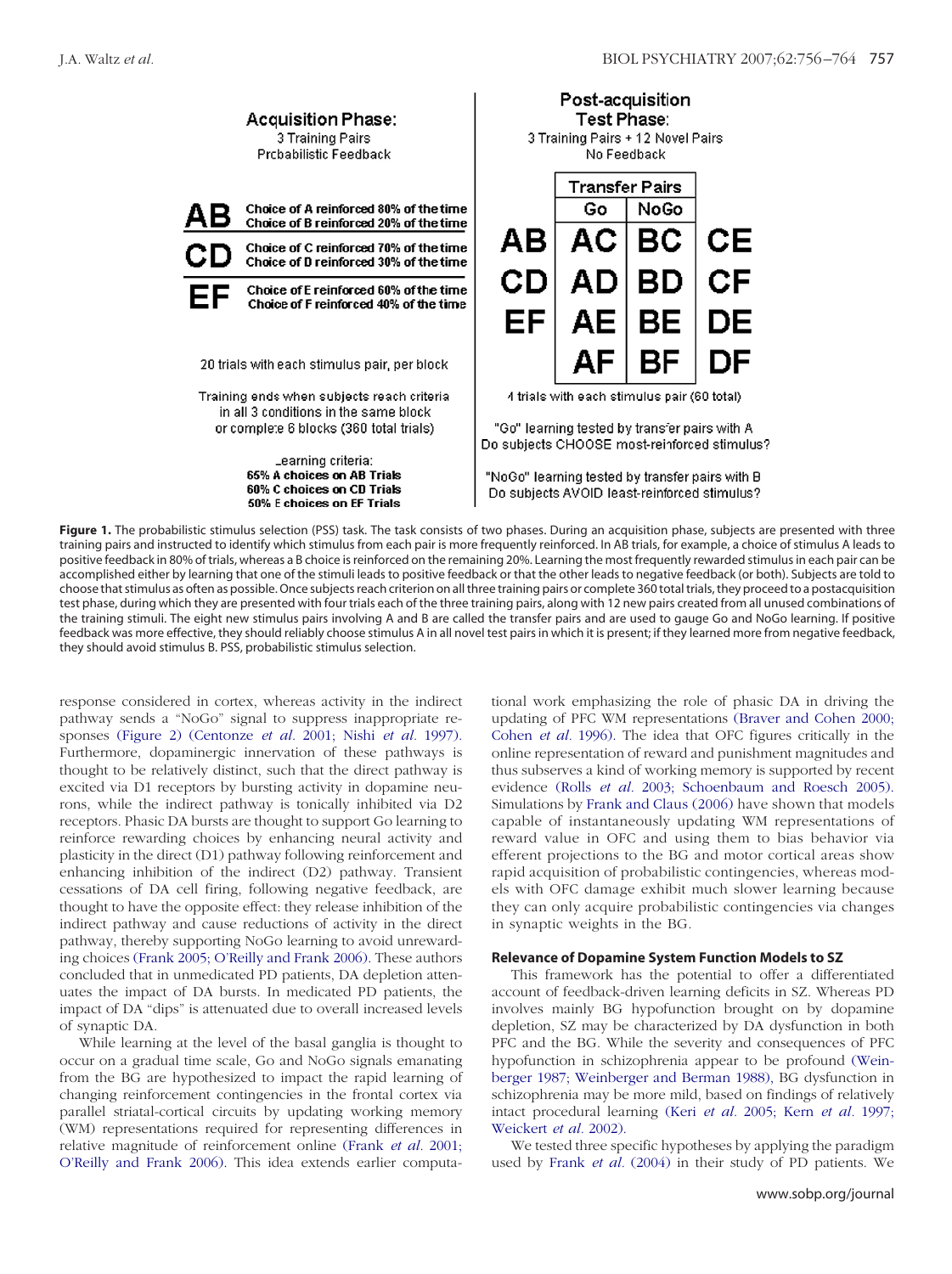**Acquisition Phase:**
3 Training Pairs
Probabilistic Feedback

| Pair | Contingency |
|---|---|
| AB | Choice of A reinforced 80% of the time<br>Choice of B reinforced 20% of the time |
| CD | Choice of C reinforced 70% of the time<br>Choice of D reinforced 30% of the time |
| EF | Choice of E reinforced 60% of the time<br>Choice of F reinforced 40% of the time |

20 trials with each stimulus pair, per block

Training ends when subjects reach criteria in all 3 conditions in the same block or complete 6 blocks (360 total trials)

Learning criteria:
**65% A choices on AB Trials**
**60% C choices on CD Trials**
**50% E choices on EF Trials**

**Post-acquisition Test Phase:**
3 Training Pairs + 12 Novel Pairs
No Feedback

| | Transfer Pairs | | |
|---|---|---|---|
| | Go | NoGo | |
| AB | AC | BC | CE |
| CD | AD | BD | CF |
| EF | AE | BE | DE |
| | AF | BF | DF |

4 trials with each stimulus pair (60 total)

"Go" learning tested by transfer pairs with A
Do subjects CHOOSE most-reinforced stimulus?

"NoGo" learning tested by transfer pairs with B
Do subjects AVOID least-reinforced stimulus?

**Figure 1.** The probabilistic stimulus selection (PSS) task. The task consists of two phases. During an acquisition phase, subjects are presented with three training pairs and instructed to identify which stimulus from each pair is more frequently reinforced. In AB trials, for example, a choice of stimulus A leads to positive feedback in 80% of trials, whereas a B choice is reinforced on the remaining 20%. Learning the most frequently rewarded stimulus in each pair can be accomplished either by learning that one of the stimuli leads to positive feedback or that the other leads to negative feedback (or both). Subjects are told to choose that stimulus as often as possible. Once subjects reach criterion on all three training pairs or complete 360 total trials, they proceed to a postacquisition test phase, during which they are presented with four trials each of the three training pairs, along with 12 new pairs created from all unused combinations of the training stimuli. The eight new stimulus pairs involving A and B are called the transfer pairs and are used to gauge Go and NoGo learning. If positive feedback was more effective, they should reliably choose stimulus A in all novel test pairs in which it is present; if they learned more from negative feedback, they should avoid stimulus B. PSS, probabilistic stimulus selection.

response considered in cortex, whereas activity in the indirect pathway sends a "NoGo" signal to suppress inappropriate responses (Figure 2) (Centonze *et al*. 2001; Nishi *et al*. 1997). Furthermore, dopaminergic innervation of these pathways is thought to be relatively distinct, such that the direct pathway is excited via D1 receptors by bursting activity in dopamine neurons, while the indirect pathway is tonically inhibited via D2 receptors. Phasic DA bursts are thought to support Go learning to reinforce rewarding choices by enhancing neural activity and plasticity in the direct (D1) pathway following reinforcement and enhancing inhibition of the indirect (D2) pathway. Transient cessations of DA cell firing, following negative feedback, are thought to have the opposite effect: they release inhibition of the indirect pathway and cause reductions of activity in the direct pathway, thereby supporting NoGo learning to avoid unrewarding choices (Frank 2005; O'Reilly and Frank 2006). These authors concluded that in unmedicated PD patients, DA depletion attenuates the impact of DA bursts. In medicated PD patients, the impact of DA "dips" is attenuated due to overall increased levels of synaptic DA.

While learning at the level of the basal ganglia is thought to occur on a gradual time scale, Go and NoGo signals emanating from the BG are hypothesized to impact the rapid learning of changing reinforcement contingencies in the frontal cortex via parallel striatal-cortical circuits by updating working memory (WM) representations required for representing differences in relative magnitude of reinforcement online (Frank *et al*. 2001; O'Reilly and Frank 2006). This idea extends earlier computational work emphasizing the role of phasic DA in driving the updating of PFC WM representations (Braver and Cohen 2000; Cohen *et al*. 1996). The idea that OFC figures critically in the online representation of reward and punishment magnitudes and thus subserves a kind of working memory is supported by recent evidence (Rolls *et al*. 2003; Schoenbaum and Roesch 2005). Simulations by Frank and Claus (2006) have shown that models capable of instantaneously updating WM representations of reward value in OFC and using them to bias behavior via efferent projections to the BG and motor cortical areas show rapid acquisition of probabilistic contingencies, whereas models with OFC damage exhibit much slower learning because they can only acquire probabilistic contingencies via changes in synaptic weights in the BG.

### Relevance of Dopamine System Function Models to SZ

This framework has the potential to offer a differentiated account of feedback-driven learning deficits in SZ. Whereas PD involves mainly BG hypofunction brought on by dopamine depletion, SZ may be characterized by DA dysfunction in both PFC and the BG. While the severity and consequences of PFC hypofunction in schizophrenia appear to be profound (Weinberger 1987; Weinberger and Berman 1988), BG dysfunction in schizophrenia may be more mild, based on findings of relatively intact procedural learning (Keri *et al*. 2005; Kern *et al*. 1997; Weickert *et al*. 2002).

We tested three specific hypotheses by applying the paradigm used by Frank *et al*. (2004) in their study of PD patients. We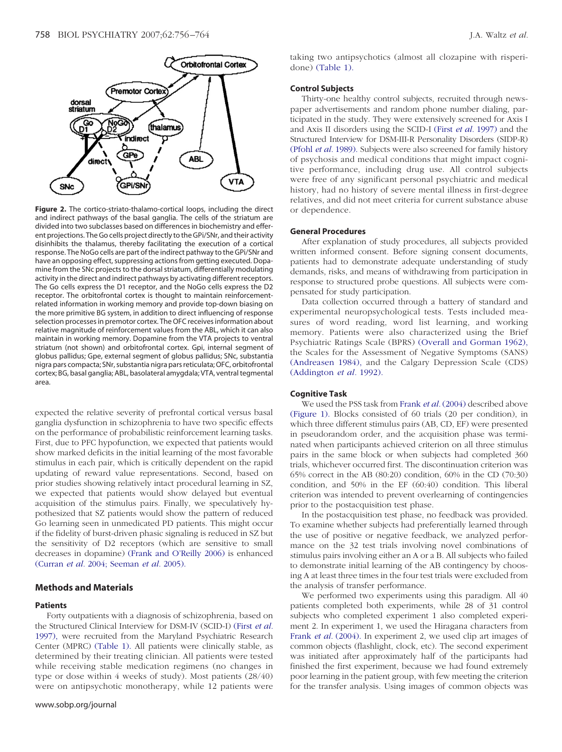**Figure 2.** The cortico-striato-thalamo-cortical loops, including the direct and indirect pathways of the basal ganglia. The cells of the striatum are divided into two subclasses based on differences in biochemistry and efferent projections. The Go cells project directly to the GPi/SNr, and their activity disinhibits the thalamus, thereby facilitating the execution of a cortical response. The NoGo cells are part of the indirect pathway to the GPi/SNr and have an opposing effect, suppressing actions from getting executed. Dopamine from the SNc projects to the dorsal striatum, differentially modulating activity in the direct and indirect pathways by activating different receptors. The Go cells express the D1 receptor, and the NoGo cells express the D2 receptor. The orbitofrontal cortex is thought to maintain reinforcement-related information in working memory and provide top-down biasing on the more primitive BG system, in addition to direct influencing of response selection processes in premotor cortex. The OFC receives information about relative magnitude of reinforcement values from the ABL, which it can also maintain in working memory. Dopamine from the VTA projects to ventral striatum (not shown) and orbitofrontal cortex. Gpi, internal segment of globus pallidus; Gpe, external segment of globus pallidus; SNc, substantia nigra pars compacta; SNr, substantia nigra pars reticulata; OFC, orbitofrontal cortex; BG, basal ganglia; ABL, basolateral amygdala; VTA, ventral tegmental area.

expected the relative severity of prefrontal cortical versus basal ganglia dysfunction in schizophrenia to have two specific effects on the performance of probabilistic reinforcement learning tasks. First, due to PFC hypofunction, we expected that patients would show marked deficits in the initial learning of the most favorable stimulus in each pair, which is critically dependent on the rapid updating of reward value representations. Second, based on prior studies showing relatively intact procedural learning in SZ, we expected that patients would show delayed but eventual acquisition of the stimulus pairs. Finally, we speculatively hypothesized that SZ patients would show the pattern of reduced Go learning seen in unmedicated PD patients. This might occur if the fidelity of burst-driven phasic signaling is reduced in SZ but the sensitivity of D2 receptors (which are sensitive to small decreases in dopamine) (Frank and O'Reilly 2006) is enhanced (Curran *et al.* 2004; Seeman *et al.* 2005).

## Methods and Materials

### Patients

Forty outpatients with a diagnosis of schizophrenia, based on the Structured Clinical Interview for DSM-IV (SCID-I) (First *et al.* 1997), were recruited from the Maryland Psychiatric Research Center (MPRC) (Table 1). All patients were clinically stable, as determined by their treating clinician. All patients were tested while receiving stable medication regimens (no changes in type or dose within 4 weeks of study). Most patients (28/40) were on antipsychotic monotherapy, while 12 patients were taking two antipsychotics (almost all clozapine with risperidone) (Table 1).

### Control Subjects

Thirty-one healthy control subjects, recruited through newspaper advertisements and random phone number dialing, participated in the study. They were extensively screened for Axis I and Axis II disorders using the SCID-I (First *et al.* 1997) and the Structured Interview for DSM-III-R Personality Disorders (SIDP-R) (Pfohl *et al.* 1989). Subjects were also screened for family history of psychosis and medical conditions that might impact cognitive performance, including drug use. All control subjects were free of any significant personal psychiatric and medical history, had no history of severe mental illness in first-degree relatives, and did not meet criteria for current substance abuse or dependence.

### General Procedures

After explanation of study procedures, all subjects provided written informed consent. Before signing consent documents, patients had to demonstrate adequate understanding of study demands, risks, and means of withdrawing from participation in response to structured probe questions. All subjects were compensated for study participation.

Data collection occurred through a battery of standard and experimental neuropsychological tests. Tests included measures of word reading, word list learning, and working memory. Patients were also characterized using the Brief Psychiatric Ratings Scale (BPRS) (Overall and Gorman 1962), the Scales for the Assessment of Negative Symptoms (SANS) (Andreasen 1984), and the Calgary Depression Scale (CDS) (Addington *et al.* 1992).

### Cognitive Task

We used the PSS task from Frank *et al.* (2004) described above (Figure 1). Blocks consisted of 60 trials (20 per condition), in which three different stimulus pairs (AB, CD, EF) were presented in pseudorandom order, and the acquisition phase was terminated when participants achieved criterion on all three stimulus pairs in the same block or when subjects had completed 360 trials, whichever occurred first. The discontinuation criterion was 65% correct in the AB (80:20) condition, 60% in the CD (70:30) condition, and 50% in the EF (60:40) condition. This liberal criterion was intended to prevent overlearning of contingencies prior to the postacquisition test phase.

In the postacquisition test phase, no feedback was provided. To examine whether subjects had preferentially learned through the use of positive or negative feedback, we analyzed performance on the 32 test trials involving novel combinations of stimulus pairs involving either an A or a B. All subjects who failed to demonstrate initial learning of the AB contingency by choosing A at least three times in the four test trials were excluded from the analysis of transfer performance.

We performed two experiments using this paradigm. All 40 patients completed both experiments, while 28 of 31 control subjects who completed experiment 1 also completed experiment 2. In experiment 1, we used the Hiragana characters from Frank *et al.* (2004). In experiment 2, we used clip art images of common objects (flashlight, clock, etc). The second experiment was initiated after approximately half of the participants had finished the first experiment, because we had found extremely poor learning in the patient group, with few meeting the criterion for the transfer analysis. Using images of common objects was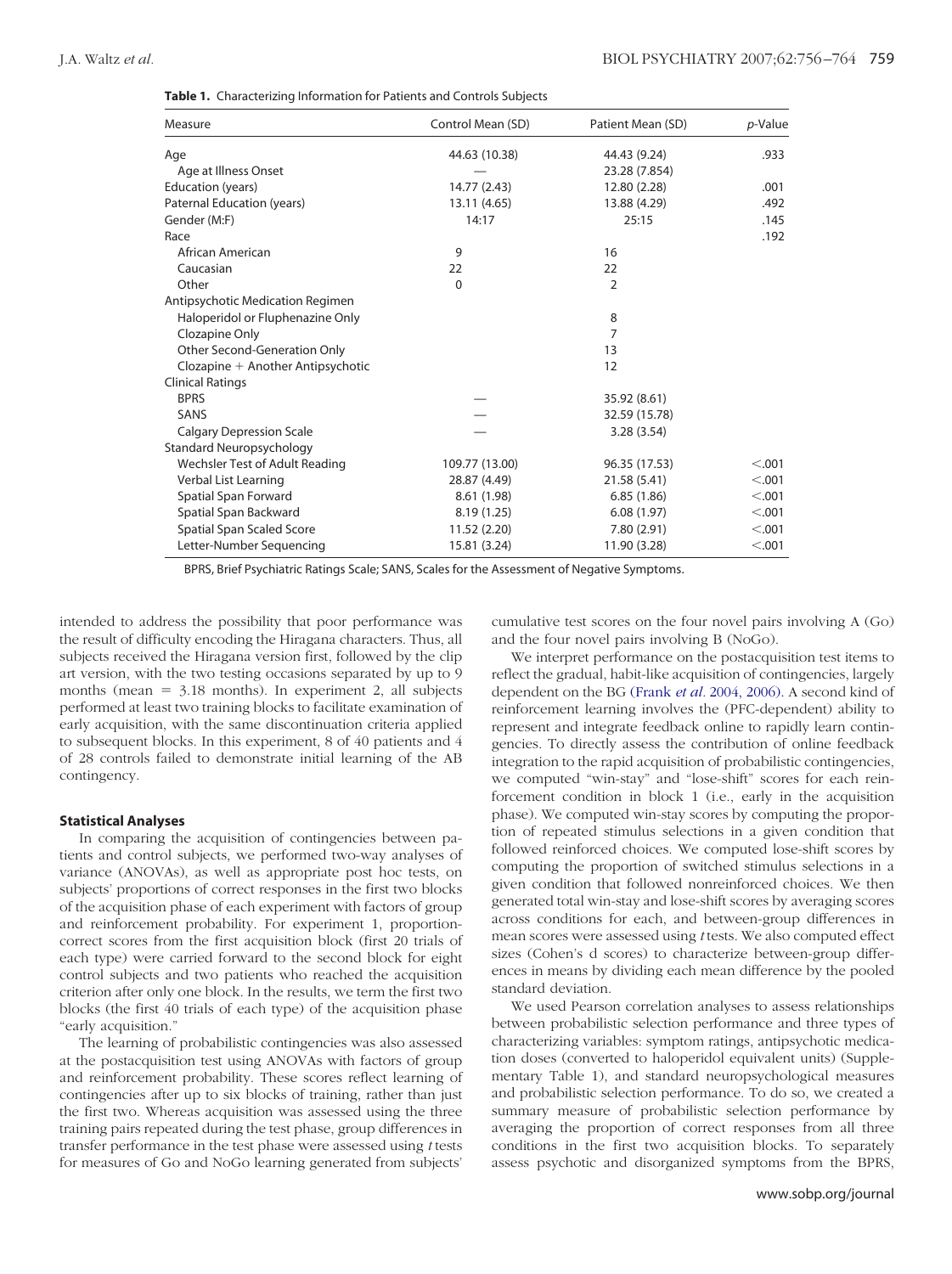**Table 1.** Characterizing Information for Patients and Controls Subjects

| Measure | Control Mean (SD) | Patient Mean (SD) | *p*-Value |
|---|---|---|---|
| Age | 44.63 (10.38) | 44.43 (9.24) | .933 |
| Age at Illness Onset | — | 23.28 (7.854) | |
| Education (years) | 14.77 (2.43) | 12.80 (2.28) | .001 |
| Paternal Education (years) | 13.11 (4.65) | 13.88 (4.29) | .492 |
| Gender (M:F) | 14:17 | 25:15 | .145 |
| Race | | | .192 |
| African American | 9 | 16 | |
| Caucasian | 22 | 22 | |
| Other | 0 | 2 | |
| Antipsychotic Medication Regimen | | | |
| Haloperidol or Fluphenazine Only | | 8 | |
| Clozapine Only | | 7 | |
| Other Second-Generation Only | | 13 | |
| Clozapine + Another Antipsychotic | | 12 | |
| Clinical Ratings | | | |
| BPRS | — | 35.92 (8.61) | |
| SANS | — | 32.59 (15.78) | |
| Calgary Depression Scale | — | 3.28 (3.54) | |
| Standard Neuropsychology | | | |
| Wechsler Test of Adult Reading | 109.77 (13.00) | 96.35 (17.53) | <.001 |
| Verbal List Learning | 28.87 (4.49) | 21.58 (5.41) | <.001 |
| Spatial Span Forward | 8.61 (1.98) | 6.85 (1.86) | <.001 |
| Spatial Span Backward | 8.19 (1.25) | 6.08 (1.97) | <.001 |
| Spatial Span Scaled Score | 11.52 (2.20) | 7.80 (2.91) | <.001 |
| Letter-Number Sequencing | 15.81 (3.24) | 11.90 (3.28) | <.001 |

BPRS, Brief Psychiatric Ratings Scale; SANS, Scales for the Assessment of Negative Symptoms.

intended to address the possibility that poor performance was the result of difficulty encoding the Hiragana characters. Thus, all subjects received the Hiragana version first, followed by the clip art version, with the two testing occasions separated by up to 9 months (mean = 3.18 months). In experiment 2, all subjects performed at least two training blocks to facilitate examination of early acquisition, with the same discontinuation criteria applied to subsequent blocks. In this experiment, 8 of 40 patients and 4 of 28 controls failed to demonstrate initial learning of the AB contingency.

### Statistical Analyses

In comparing the acquisition of contingencies between patients and control subjects, we performed two-way analyses of variance (ANOVAs), as well as appropriate post hoc tests, on subjects' proportions of correct responses in the first two blocks of the acquisition phase of each experiment with factors of group and reinforcement probability. For experiment 1, proportion-correct scores from the first acquisition block (first 20 trials of each type) were carried forward to the second block for eight control subjects and two patients who reached the acquisition criterion after only one block. In the results, we term the first two blocks (the first 40 trials of each type) of the acquisition phase "early acquisition."

The learning of probabilistic contingencies was also assessed at the postacquisition test using ANOVAs with factors of group and reinforcement probability. These scores reflect learning of contingencies after up to six blocks of training, rather than just the first two. Whereas acquisition was assessed using the three training pairs repeated during the test phase, group differences in transfer performance in the test phase were assessed using *t* tests for measures of Go and NoGo learning generated from subjects' cumulative test scores on the four novel pairs involving A (Go) and the four novel pairs involving B (NoGo).

We interpret performance on the postacquisition test items to reflect the gradual, habit-like acquisition of contingencies, largely dependent on the BG (Frank *et al*. 2004, 2006). A second kind of reinforcement learning involves the (PFC-dependent) ability to represent and integrate feedback online to rapidly learn contingencies. To directly assess the contribution of online feedback integration to the rapid acquisition of probabilistic contingencies, we computed "win-stay" and "lose-shift" scores for each reinforcement condition in block 1 (i.e., early in the acquisition phase). We computed win-stay scores by computing the proportion of repeated stimulus selections in a given condition that followed reinforced choices. We computed lose-shift scores by computing the proportion of switched stimulus selections in a given condition that followed nonreinforced choices. We then generated total win-stay and lose-shift scores by averaging scores across conditions for each, and between-group differences in mean scores were assessed using *t* tests. We also computed effect sizes (Cohen's d scores) to characterize between-group differences in means by dividing each mean difference by the pooled standard deviation.

We used Pearson correlation analyses to assess relationships between probabilistic selection performance and three types of characterizing variables: symptom ratings, antipsychotic medication doses (converted to haloperidol equivalent units) (Supplementary Table 1), and standard neuropsychological measures and probabilistic selection performance. To do so, we created a summary measure of probabilistic selection performance by averaging the proportion of correct responses from all three conditions in the first two acquisition blocks. To separately assess psychotic and disorganized symptoms from the BPRS,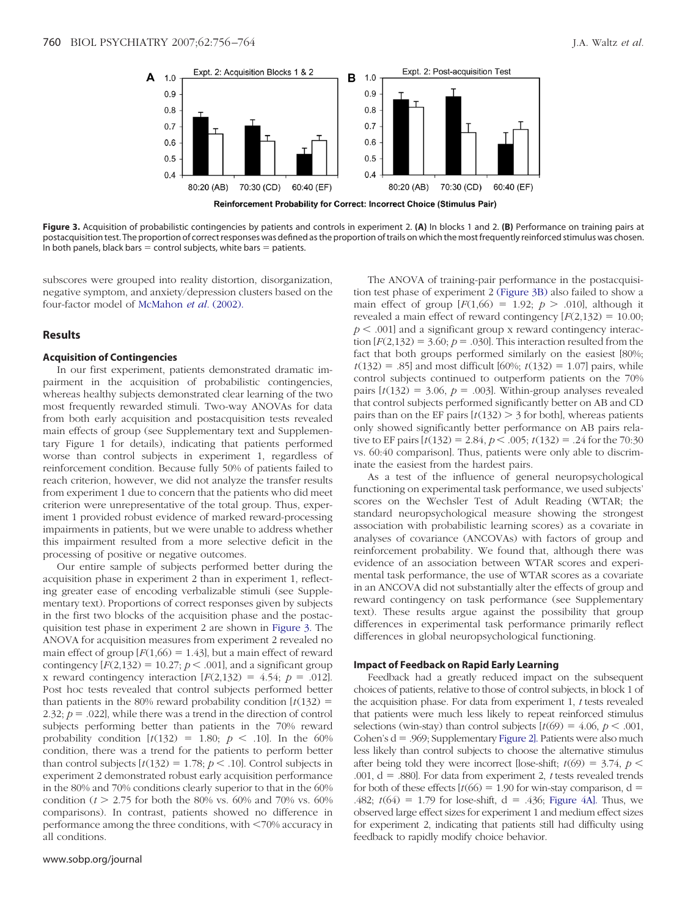**Figure 3.** Acquisition of probabilistic contingencies by patients and controls in experiment 2. **(A)** In blocks 1 and 2. **(B)** Performance on training pairs at postacquisition test. The proportion of correct responses was defined as the proportion of trails on which the most frequently reinforced stimulus was chosen. In both panels, black bars = control subjects, white bars = patients.

subscores were grouped into reality distortion, disorganization, negative symptom, and anxiety/depression clusters based on the four-factor model of McMahon *et al.* (2002).

## Results

### Acquisition of Contingencies

In our first experiment, patients demonstrated dramatic impairment in the acquisition of probabilistic contingencies, whereas healthy subjects demonstrated clear learning of the two most frequently rewarded stimuli. Two-way ANOVAs for data from both early acquisition and postacquisition tests revealed main effects of group (see Supplementary text and Supplementary Figure 1 for details), indicating that patients performed worse than control subjects in experiment 1, regardless of reinforcement condition. Because fully 50% of patients failed to reach criterion, however, we did not analyze the transfer results from experiment 1 due to concern that the patients who did meet criterion were unrepresentative of the total group. Thus, experiment 1 provided robust evidence of marked reward-processing impairments in patients, but we were unable to address whether this impairment resulted from a more selective deficit in the processing of positive or negative outcomes.

Our entire sample of subjects performed better during the acquisition phase in experiment 2 than in experiment 1, reflecting greater ease of encoding verbalizable stimuli (see Supplementary text). Proportions of correct responses given by subjects in the first two blocks of the acquisition phase and the postacquisition test phase in experiment 2 are shown in Figure 3. The ANOVA for acquisition measures from experiment 2 revealed no main effect of group [$F(1,66) = 1.43$], but a main effect of reward contingency [$F(2,132) = 10.27$; $p < .001$], and a significant group x reward contingency interaction [$F(2,132) = 4.54$; $p = .012$]. Post hoc tests revealed that control subjects performed better than patients in the 80% reward probability condition [$t(132) = 2.32$; $p = .022$], while there was a trend in the direction of control subjects performing better than patients in the 70% reward probability condition [$t(132) = 1.80$; $p < .10$]. In the 60% condition, there was a trend for the patients to perform better than control subjects [$t(132) = 1.78$; $p < .10$]. Control subjects in experiment 2 demonstrated robust early acquisition performance in the 80% and 70% conditions clearly superior to that in the 60% condition ($t > 2.75$ for both the 80% vs. 60% and 70% vs. 60% comparisons). In contrast, patients showed no difference in performance among the three conditions, with <70% accuracy in all conditions.

The ANOVA of training-pair performance in the postacquisition test phase of experiment 2 (Figure 3B) also failed to show a main effect of group [$F(1,66) = 1.92$; $p > .010$], although it revealed a main effect of reward contingency [$F(2,132) = 10.00$; $p < .001$] and a significant group x reward contingency interaction [$F(2,132) = 3.60$; $p = .030$]. This interaction resulted from the fact that both groups performed similarly on the easiest [80%; $t(132) = .85$] and most difficult [60%; $t(132) = 1.07$] pairs, while control subjects continued to outperform patients on the 70% pairs [$t(132) = 3.06$, $p = .003$]. Within-group analyses revealed that control subjects performed significantly better on AB and CD pairs than on the EF pairs [$t(132) > 3$ for both], whereas patients only showed significantly better performance on AB pairs relative to EF pairs [$t(132) = 2.84$, $p < .005$; $t(132) = .24$ for the 70:30 vs. 60:40 comparison]. Thus, patients were only able to discriminate the easiest from the hardest pairs.

As a test of the influence of general neuropsychological functioning on experimental task performance, we used subjects' scores on the Wechsler Test of Adult Reading (WTAR; the standard neuropsychological measure showing the strongest association with probabilistic learning scores) as a covariate in analyses of covariance (ANCOVAs) with factors of group and reinforcement probability. We found that, although there was evidence of an association between WTAR scores and experimental task performance, the use of WTAR scores as a covariate in an ANCOVA did not substantially alter the effects of group and reward contingency on task performance (see Supplementary text). These results argue against the possibility that group differences in experimental task performance primarily reflect differences in global neuropsychological functioning.

### Impact of Feedback on Rapid Early Learning

Feedback had a greatly reduced impact on the subsequent choices of patients, relative to those of control subjects, in block 1 of the acquisition phase. For data from experiment 1, *t* tests revealed that patients were much less likely to repeat reinforced stimulus selections (win-stay) than control subjects [$t(69) = 4.06$, $p < .001$, Cohen's $d = .969$; Supplementary Figure 2]. Patients were also much less likely than control subjects to choose the alternative stimulus after being told they were incorrect [lose-shift; $t(69) = 3.74$, $p < .001$, $d = .880$]. For data from experiment 2, *t* tests revealed trends for both of these effects [$t(66) = 1.90$ for win-stay comparison, $d = .482$; $t(64) = 1.79$ for lose-shift, $d = .436$; Figure 4A]. Thus, we observed large effect sizes for experiment 1 and medium effect sizes for experiment 2, indicating that patients still had difficulty using feedback to rapidly modify choice behavior.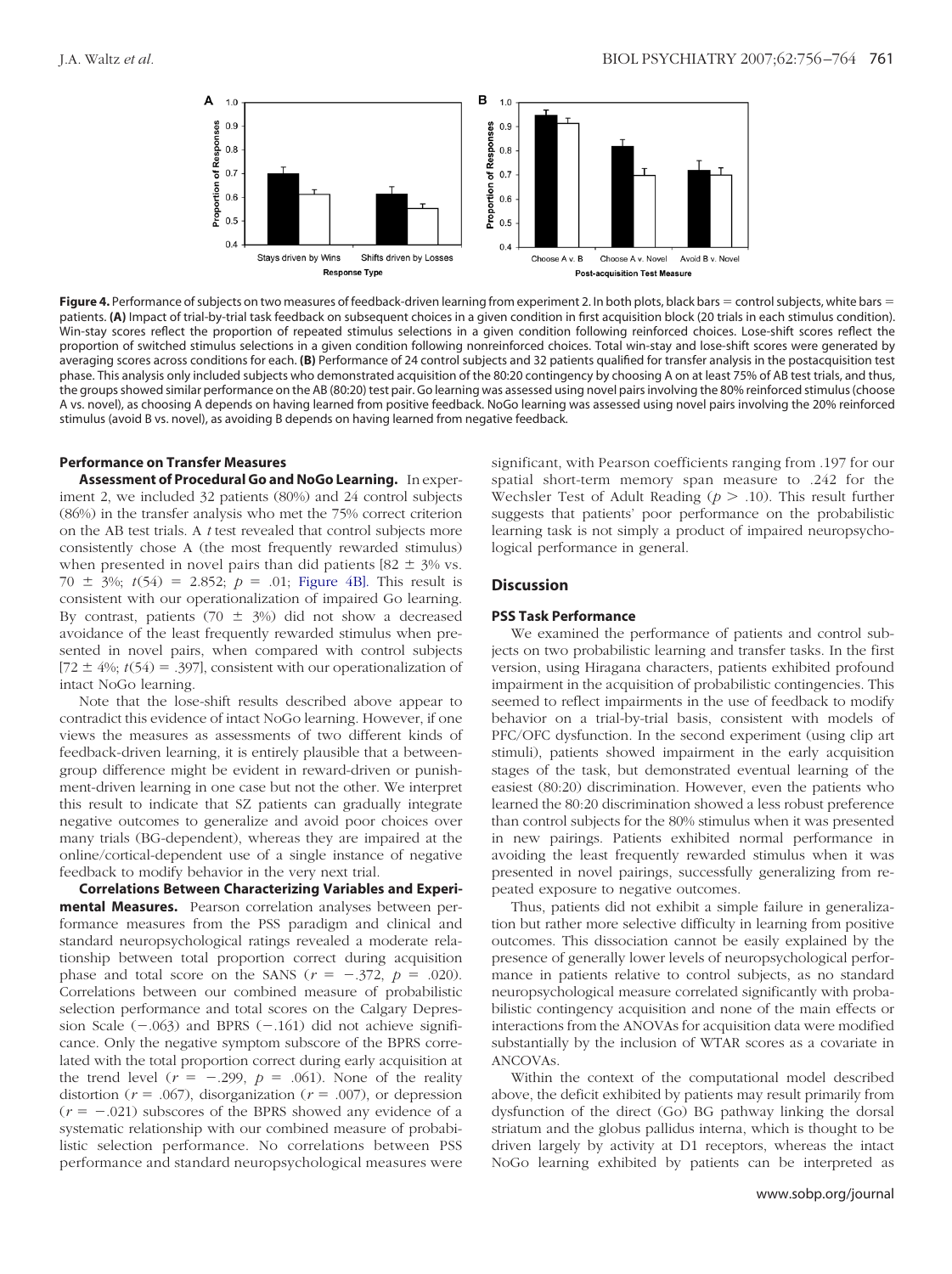**Figure 4.** Performance of subjects on two measures of feedback-driven learning from experiment 2. In both plots, black bars = control subjects, white bars = patients. **(A)** Impact of trial-by-trial task feedback on subsequent choices in a given condition in first acquisition block (20 trials in each stimulus condition). Win-stay scores reflect the proportion of repeated stimulus selections in a given condition following reinforced choices. Lose-shift scores reflect the proportion of switched stimulus selections in a given condition following nonreinforced choices. Total win-stay and lose-shift scores were generated by averaging scores across conditions for each. **(B)** Performance of 24 control subjects and 32 patients qualified for transfer analysis in the postacquisition test phase. This analysis only included subjects who demonstrated acquisition of the 80:20 contingency by choosing A on at least 75% of AB test trials, and thus, the groups showed similar performance on the AB (80:20) test pair. Go learning was assessed using novel pairs involving the 80% reinforced stimulus (choose A vs. novel), as choosing A depends on having learned from positive feedback. NoGo learning was assessed using novel pairs involving the 20% reinforced stimulus (avoid B vs. novel), as avoiding B depends on having learned from negative feedback.

### Performance on Transfer Measures

**Assessment of Procedural Go and NoGo Learning.** In experiment 2, we included 32 patients (80%) and 24 control subjects (86%) in the transfer analysis who met the 75% correct criterion on the AB test trials. A *t* test revealed that control subjects more consistently chose A (the most frequently rewarded stimulus) when presented in novel pairs than did patients [$82 \pm 3\%$ vs. $70 \pm 3\%$; $t(54) = 2.852$; $p = .01$; Figure 4B]. This result is consistent with our operationalization of impaired Go learning. By contrast, patients ($70 \pm 3\%$) did not show a decreased avoidance of the least frequently rewarded stimulus when presented in novel pairs, when compared with control subjects [$72 \pm 4\%$; $t(54) = .397$], consistent with our operationalization of intact NoGo learning.

Note that the lose-shift results described above appear to contradict this evidence of intact NoGo learning. However, if one views the measures as assessments of two different kinds of feedback-driven learning, it is entirely plausible that a between-group difference might be evident in reward-driven or punishment-driven learning in one case but not the other. We interpret this result to indicate that SZ patients can gradually integrate negative outcomes to generalize and avoid poor choices over many trials (BG-dependent), whereas they are impaired at the online/cortical-dependent use of a single instance of negative feedback to modify behavior in the very next trial.

**Correlations Between Characterizing Variables and Experimental Measures.** Pearson correlation analyses between performance measures from the PSS paradigm and clinical and standard neuropsychological ratings revealed a moderate relationship between total proportion correct during acquisition phase and total score on the SANS ($r = -.372$, $p = .020$). Correlations between our combined measure of probabilistic selection performance and total scores on the Calgary Depression Scale ($-.063$) and BPRS ($-.161$) did not achieve significance. Only the negative symptom subscore of the BPRS correlated with the total proportion correct during early acquisition at the trend level ($r = -.299$, $p = .061$). None of the reality distortion ($r = .067$), disorganization ($r = .007$), or depression ($r = -.021$) subscores of the BPRS showed any evidence of a systematic relationship with our combined measure of probabilistic selection performance. No correlations between PSS performance and standard neuropsychological measures were significant, with Pearson coefficients ranging from .197 for our spatial short-term memory span measure to .242 for the Wechsler Test of Adult Reading ($p > .10$). This result further suggests that patients' poor performance on the probabilistic learning task is not simply a product of impaired neuropsychological performance in general.

## Discussion

### PSS Task Performance

We examined the performance of patients and control subjects on two probabilistic learning and transfer tasks. In the first version, using Hiragana characters, patients exhibited profound impairment in the acquisition of probabilistic contingencies. This seemed to reflect impairments in the use of feedback to modify behavior on a trial-by-trial basis, consistent with models of PFC/OFC dysfunction. In the second experiment (using clip art stimuli), patients showed impairment in the early acquisition stages of the task, but demonstrated eventual learning of the easiest (80:20) discrimination. However, even the patients who learned the 80:20 discrimination showed a less robust preference than control subjects for the 80% stimulus when it was presented in new pairings. Patients exhibited normal performance in avoiding the least frequently rewarded stimulus when it was presented in novel pairings, successfully generalizing from repeated exposure to negative outcomes.

Thus, patients did not exhibit a simple failure in generalization but rather more selective difficulty in learning from positive outcomes. This dissociation cannot be easily explained by the presence of generally lower levels of neuropsychological performance in patients relative to control subjects, as no standard neuropsychological measure correlated significantly with probabilistic contingency acquisition and none of the main effects or interactions from the ANOVAs for acquisition data were modified substantially by the inclusion of WTAR scores as a covariate in ANCOVAs.

Within the context of the computational model described above, the deficit exhibited by patients may result primarily from dysfunction of the direct (Go) BG pathway linking the dorsal striatum and the globus pallidus interna, which is thought to be driven largely by activity at D1 receptors, whereas the intact NoGo learning exhibited by patients can be interpreted as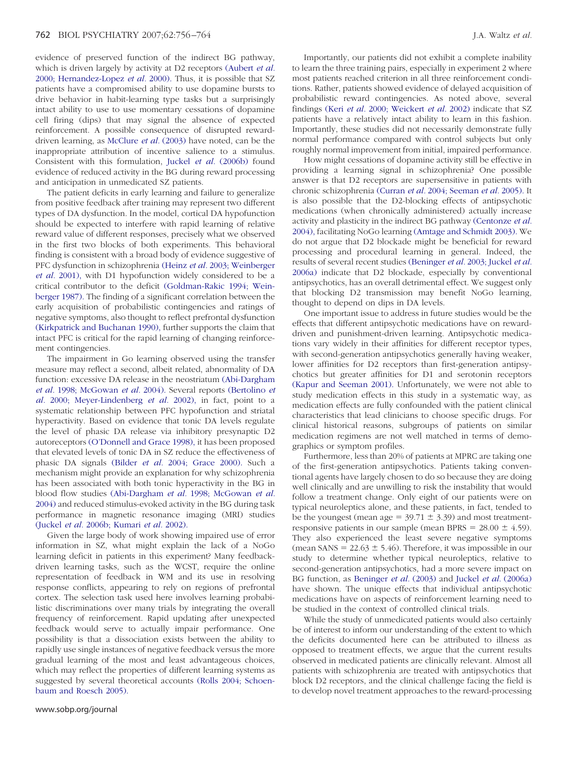evidence of preserved function of the indirect BG pathway, which is driven largely by activity at D2 receptors (Aubert *et al.* 2000; Hernandez-Lopez *et al.* 2000). Thus, it is possible that SZ patients have a compromised ability to use dopamine bursts to drive behavior in habit-learning type tasks but a surprisingly intact ability to use to use momentary cessations of dopamine cell firing (dips) that may signal the absence of expected reinforcement. A possible consequence of disrupted reward-driven learning, as McClure *et al.* (2003) have noted, can be the inappropriate attribution of incentive salience to a stimulus. Consistent with this formulation, Juckel *et al.* (2006b) found evidence of reduced activity in the BG during reward processing and anticipation in unmedicated SZ patients.

The patient deficits in early learning and failure to generalize from positive feedback after training may represent two different types of DA dysfunction. In the model, cortical DA hypofunction should be expected to interfere with rapid learning of relative reward value of different responses, precisely what we observed in the first two blocks of both experiments. This behavioral finding is consistent with a broad body of evidence suggestive of PFC dysfunction in schizophrenia (Heinz *et al.* 2003; Weinberger *et al.* 2001), with D1 hypofunction widely considered to be a critical contributor to the deficit (Goldman-Rakic 1994; Weinberger 1987). The finding of a significant correlation between the early acquisition of probabilistic contingencies and ratings of negative symptoms, also thought to reflect prefrontal dysfunction (Kirkpatrick and Buchanan 1990), further supports the claim that intact PFC is critical for the rapid learning of changing reinforcement contingencies.

The impairment in Go learning observed using the transfer measure may reflect a second, albeit related, abnormality of DA function: excessive DA release in the neostriatum (Abi-Dargham *et al.* 1998; McGowan *et al.* 2004). Several reports (Bertolino *et al.* 2000; Meyer-Lindenberg *et al.* 2002), in fact, point to a systematic relationship between PFC hypofunction and striatal hyperactivity. Based on evidence that tonic DA levels regulate the level of phasic DA release via inhibitory presynaptic D2 autoreceptors (O'Donnell and Grace 1998), it has been proposed that elevated levels of tonic DA in SZ reduce the effectiveness of phasic DA signals (Bilder *et al.* 2004; Grace 2000). Such a mechanism might provide an explanation for why schizophrenia has been associated with both tonic hyperactivity in the BG in blood flow studies (Abi-Dargham *et al.* 1998; McGowan *et al.* 2004) and reduced stimulus-evoked activity in the BG during task performance in magnetic resonance imaging (MRI) studies (Juckel *et al.* 2006b; Kumari *et al.* 2002).

Given the large body of work showing impaired use of error information in SZ, what might explain the lack of a NoGo learning deficit in patients in this experiment? Many feedback-driven learning tasks, such as the WCST, require the online representation of feedback in WM and its use in resolving response conflicts, appearing to rely on regions of prefrontal cortex. The selection task used here involves learning probabilistic discriminations over many trials by integrating the overall frequency of reinforcement. Rapid updating after unexpected feedback would serve to actually impair performance. One possibility is that a dissociation exists between the ability to rapidly use single instances of negative feedback versus the more gradual learning of the most and least advantageous choices, which may reflect the properties of different learning systems as suggested by several theoretical accounts (Rolls 2004; Schoenbaum and Roesch 2005).

Importantly, our patients did not exhibit a complete inability to learn the three training pairs, especially in experiment 2 where most patients reached criterion in all three reinforcement conditions. Rather, patients showed evidence of delayed acquisition of probabilistic reward contingencies. As noted above, several findings (Keri *et al.* 2000; Weickert *et al.* 2002) indicate that SZ patients have a relatively intact ability to learn in this fashion. Importantly, these studies did not necessarily demonstrate fully normal performance compared with control subjects but only roughly normal improvement from initial, impaired performance.

How might cessations of dopamine activity still be effective in providing a learning signal in schizophrenia? One possible answer is that D2 receptors are supersensitive in patients with chronic schizophrenia (Curran *et al.* 2004; Seeman *et al.* 2005). It is also possible that the D2-blocking effects of antipsychotic medications (when chronically administered) actually increase activity and plasticity in the indirect BG pathway (Centonze *et al.* 2004), facilitating NoGo learning (Amtage and Schmidt 2003). We do not argue that D2 blockade might be beneficial for reward processing and procedural learning in general. Indeed, the results of several recent studies (Beninger *et al.* 2003; Juckel *et al.* 2006a) indicate that D2 blockade, especially by conventional antipsychotics, has an overall detrimental effect. We suggest only that blocking D2 transmission may benefit NoGo learning, thought to depend on dips in DA levels.

One important issue to address in future studies would be the effects that different antipsychotic medications have on reward-driven and punishment-driven learning. Antipsychotic medications vary widely in their affinities for different receptor types, with second-generation antipsychotics generally having weaker, lower affinities for D2 receptors than first-generation antipsychotics but greater affinities for D1 and serotonin receptors (Kapur and Seeman 2001). Unfortunately, we were not able to study medication effects in this study in a systematic way, as medication effects are fully confounded with the patient clinical characteristics that lead clinicians to choose specific drugs. For clinical historical reasons, subgroups of patients on similar medication regimens are not well matched in terms of demographics or symptom profiles.

Furthermore, less than 20% of patients at MPRC are taking one of the first-generation antipsychotics. Patients taking conventional agents have largely chosen to do so because they are doing well clinically and are unwilling to risk the instability that would follow a treatment change. Only eight of our patients were on typical neuroleptics alone, and these patients, in fact, tended to be the youngest (mean age $= 39.71 \pm 3.39$) and most treatment-responsive patients in our sample (mean BPRS $= 28.00 \pm 4.59$). They also experienced the least severe negative symptoms (mean SANS $= 22.63 \pm 5.46$). Therefore, it was impossible in our study to determine whether typical neuroleptics, relative to second-generation antipsychotics, had a more severe impact on BG function, as Beninger *et al.* (2003) and Juckel *et al.* (2006a) have shown. The unique effects that individual antipsychotic medications have on aspects of reinforcement learning need to be studied in the context of controlled clinical trials.

While the study of unmedicated patients would also certainly be of interest to inform our understanding of the extent to which the deficits documented here can be attributed to illness as opposed to treatment effects, we argue that the current results observed in medicated patients are clinically relevant. Almost all patients with schizophrenia are treated with antipsychotics that block D2 receptors, and the clinical challenge facing the field is to develop novel treatment approaches to the reward-processing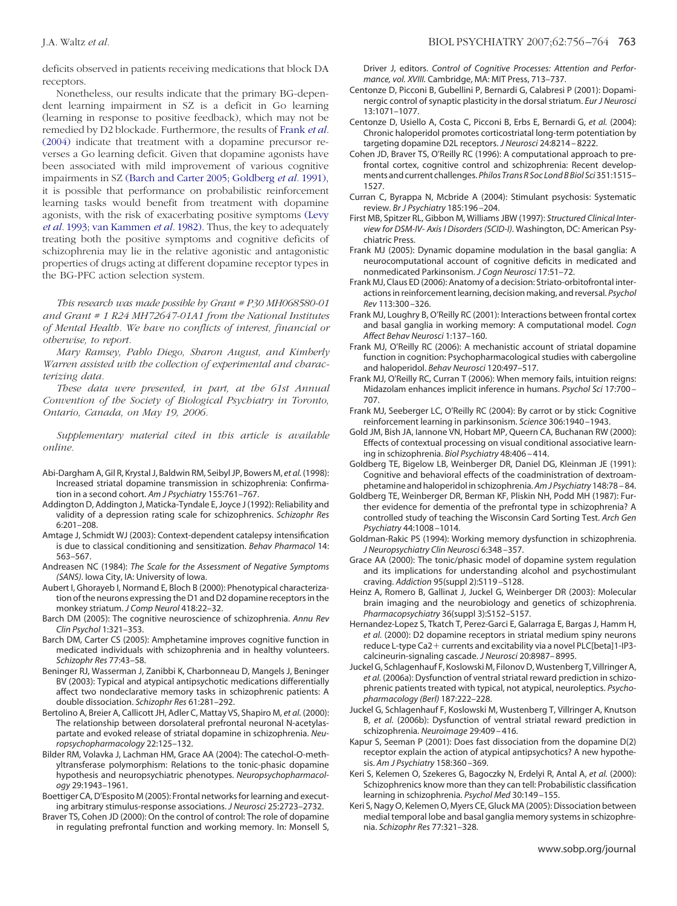deficits observed in patients receiving medications that block DA receptors.

Nonetheless, our results indicate that the primary BG-dependent learning impairment in SZ is a deficit in Go learning (learning in response to positive feedback), which may not be remedied by D2 blockade. Furthermore, the results of Frank *et al.* (2004) indicate that treatment with a dopamine precursor reverses a Go learning deficit. Given that dopamine agonists have been associated with mild improvement of various cognitive impairments in SZ (Barch and Carter 2005; Goldberg *et al.* 1991), it is possible that performance on probabilistic reinforcement learning tasks would benefit from treatment with dopamine agonists, with the risk of exacerbating positive symptoms (Levy *et al.* 1993; van Kammen *et al.* 1982). Thus, the key to adequately treating both the positive symptoms and cognitive deficits of schizophrenia may lie in the relative agonistic and antagonistic properties of drugs acting at different dopamine receptor types in the BG-PFC action selection system.

*This research was made possible by Grant # P30 MH068580-01 and Grant # 1 R24 MH72647-01A1 from the National Institutes of Mental Health. We have no conflicts of interest, financial or otherwise, to report.*

*Mary Ramsey, Pablo Diego, Sharon August, and Kimberly Warren assisted with the collection of experimental and characterizing data.*

*These data were presented, in part, at the 61st Annual Convention of the Society of Biological Psychiatry in Toronto, Ontario, Canada, on May 19, 2006.*

*Supplementary material cited in this article is available online.*

Abi-Dargham A, Gil R, Krystal J, Baldwin RM, Seibyl JP, Bowers M, *et al.* (1998): Increased striatal dopamine transmission in schizophrenia: Confirmation in a second cohort. *Am J Psychiatry* 155:761–767.

Addington D, Addington J, Maticka-Tyndale E, Joyce J (1992): Reliability and validity of a depression rating scale for schizophrenics. *Schizophr Res* 6:201–208.

Amtage J, Schmidt WJ (2003): Context-dependent catalepsy intensification is due to classical conditioning and sensitization. *Behav Pharmacol* 14: 563–567.

Andreasen NC (1984): *The Scale for the Assessment of Negative Symptoms (SANS)*. Iowa City, IA: University of Iowa.

Aubert I, Ghorayeb I, Normand E, Bloch B (2000): Phenotypical characterization of the neurons expressing the D1 and D2 dopamine receptors in the monkey striatum. *J Comp Neurol* 418:22–32.

Barch DM (2005): The cognitive neuroscience of schizophrenia. *Annu Rev Clin Psychol* 1:321–353.

Barch DM, Carter CS (2005): Amphetamine improves cognitive function in medicated individuals with schizophrenia and in healthy volunteers. *Schizophr Res* 77:43–58.

Beninger RJ, Wasserman J, Zanibbi K, Charbonneau D, Mangels J, Beninger BV (2003): Typical and atypical antipsychotic medications differentially affect two nondeclarative memory tasks in schizophrenic patients: A double dissociation. *Schizophr Res* 61:281–292.

Bertolino A, Breier A, Callicott JH, Adler C, Mattay VS, Shapiro M, *et al.* (2000): The relationship between dorsolateral prefrontal neuronal N-acetylaspartate and evoked release of striatal dopamine in schizophrenia. *Neuropsychopharmacology* 22:125–132.

Bilder RM, Volavka J, Lachman HM, Grace AA (2004): The catechol-O-methyltransferase polymorphism: Relations to the tonic-phasic dopamine hypothesis and neuropsychiatric phenotypes. *Neuropsychopharmacology* 29:1943–1961.

Boettiger CA, D'Esposito M (2005): Frontal networks for learning and executing arbitrary stimulus-response associations. *J Neurosci* 25:2723–2732.

Braver TS, Cohen JD (2000): On the control of control: The role of dopamine in regulating prefrontal function and working memory. In: Monsell S, Driver J, editors. *Control of Cognitive Processes: Attention and Performance, vol. XVIII*. Cambridge, MA: MIT Press, 713–737.

Centonze D, Picconi B, Gubellini P, Bernardi G, Calabresi P (2001): Dopaminergic control of synaptic plasticity in the dorsal striatum. *Eur J Neurosci* 13:1071–1077.

Centonze D, Usiello A, Costa C, Picconi B, Erbs E, Bernardi G, *et al.* (2004): Chronic haloperidol promotes corticostriatal long-term potentiation by targeting dopamine D2L receptors. *J Neurosci* 24:8214–8222.

Cohen JD, Braver TS, O'Reilly RC (1996): A computational approach to prefrontal cortex, cognitive control and schizophrenia: Recent developments and current challenges. *Philos Trans R Soc Lond B Biol Sci* 351:1515–1527.

Curran C, Byrappa N, Mcbride A (2004): Stimulant psychosis: Systematic review. *Br J Psychiatry* 185:196–204.

First MB, Spitzer RL, Gibbon M, Williams JBW (1997): *Structured Clinical Interview for DSM-IV- Axis I Disorders (SCID-I)*. Washington, DC: American Psychiatric Press.

Frank MJ (2005): Dynamic dopamine modulation in the basal ganglia: A neurocomputational account of cognitive deficits in medicated and nonmedicated Parkinsonism. *J Cogn Neurosci* 17:51–72.

Frank MJ, Claus ED (2006): Anatomy of a decision: Striato-orbitofrontal interactions in reinforcement learning, decision making, and reversal. *Psychol Rev* 113:300–326.

Frank MJ, Loughry B, O'Reilly RC (2001): Interactions between frontal cortex and basal ganglia in working memory: A computational model. *Cogn Affect Behav Neurosci* 1:137–160.

Frank MJ, O'Reilly RC (2006): A mechanistic account of striatal dopamine function in cognition: Psychopharmacological studies with cabergoline and haloperidol. *Behav Neurosci* 120:497–517.

Frank MJ, O'Reilly RC, Curran T (2006): When memory fails, intuition reigns: Midazolam enhances implicit inference in humans. *Psychol Sci* 17:700–707.

Frank MJ, Seeberger LC, O'Reilly RC (2004): By carrot or by stick: Cognitive reinforcement learning in parkinsonism. *Science* 306:1940–1943.

Gold JM, Bish JA, Iannone VN, Hobart MP, Queern CA, Buchanan RW (2000): Effects of contextual processing on visual conditional associative learning in schizophrenia. *Biol Psychiatry* 48:406–414.

Goldberg TE, Bigelow LB, Weinberger DR, Daniel DG, Kleinman JE (1991): Cognitive and behavioral effects of the coadministration of dextroamphetamine and haloperidol in schizophrenia. *Am J Psychiatry* 148:78–84.

Goldberg TE, Weinberger DR, Berman KF, Pliskin NH, Podd MH (1987): Further evidence for dementia of the prefrontal type in schizophrenia? A controlled study of teaching the Wisconsin Card Sorting Test. *Arch Gen Psychiatry* 44:1008–1014.

Goldman-Rakic PS (1994): Working memory dysfunction in schizophrenia. *J Neuropsychiatry Clin Neurosci* 6:348–357.

Grace AA (2000): The tonic/phasic model of dopamine system regulation and its implications for understanding alcohol and psychostimulant craving. *Addiction* 95(suppl 2):S119–S128.

Heinz A, Romero B, Gallinat J, Juckel G, Weinberger DR (2003): Molecular brain imaging and the neurobiology and genetics of schizophrenia. *Pharmacopsychiatry* 36(suppl 3):S152–S157.

Hernandez-Lopez S, Tkatch T, Perez-Garci E, Galarraga E, Bargas J, Hamm H, *et al.* (2000): D2 dopamine receptors in striatal medium spiny neurons reduce L-type Ca2+ currents and excitability via a novel PLC[beta]1-IP3-calcineurin-signaling cascade. *J Neurosci* 20:8987–8995.

Juckel G, Schlagenhauf F, Koslowski M, Filonov D, Wustenberg T, Villringer A, *et al.* (2006a): Dysfunction of ventral striatal reward prediction in schizophrenic patients treated with typical, not atypical, neuroleptics. *Psychopharmacology (Berl)* 187:222–228.

Juckel G, Schlagenhauf F, Koslowski M, Wustenberg T, Villringer A, Knutson B, *et al.* (2006b): Dysfunction of ventral striatal reward prediction in schizophrenia. *Neuroimage* 29:409–416.

Kapur S, Seeman P (2001): Does fast dissociation from the dopamine D(2) receptor explain the action of atypical antipsychotics? A new hypothesis. *Am J Psychiatry* 158:360–369.

Keri S, Kelemen O, Szekeres G, Bagoczky N, Erdelyi R, Antal A, *et al.* (2000): Schizophrenics know more than they can tell: Probabilistic classification learning in schizophrenia. *Psychol Med* 30:149–155.

Keri S, Nagy O, Kelemen O, Myers CE, Gluck MA (2005): Dissociation between medial temporal lobe and basal ganglia memory systems in schizophrenia. *Schizophr Res* 77:321–328.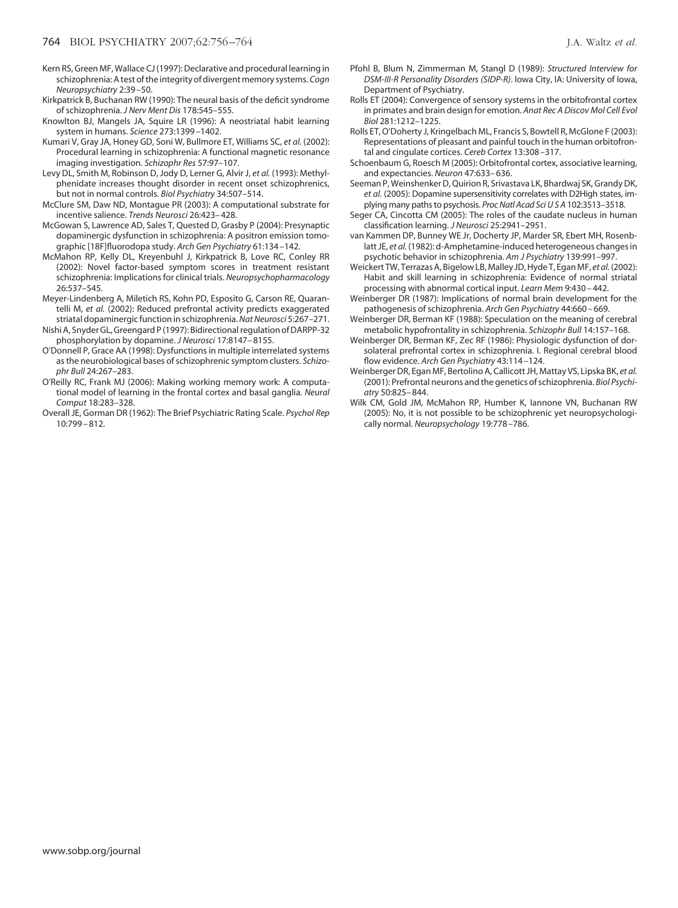Kern RS, Green MF, Wallace CJ (1997): Declarative and procedural learning in schizophrenia: A test of the integrity of divergent memory systems. *Cogn Neuropsychiatry* 2:39–50.

Kirkpatrick B, Buchanan RW (1990): The neural basis of the deficit syndrome of schizophrenia. *J Nerv Ment Dis* 178:545–555.

Knowlton BJ, Mangels JA, Squire LR (1996): A neostriatal habit learning system in humans. *Science* 273:1399–1402.

Kumari V, Gray JA, Honey GD, Soni W, Bullmore ET, Williams SC, *et al.* (2002): Procedural learning in schizophrenia: A functional magnetic resonance imaging investigation. *Schizophr Res* 57:97–107.

Levy DL, Smith M, Robinson D, Jody D, Lerner G, Alvir J, *et al.* (1993): Methylphenidate increases thought disorder in recent onset schizophrenics, but not in normal controls. *Biol Psychiatry* 34:507–514.

McClure SM, Daw ND, Montague PR (2003): A computational substrate for incentive salience. *Trends Neurosci* 26:423–428.

McGowan S, Lawrence AD, Sales T, Quested D, Grasby P (2004): Presynaptic dopaminergic dysfunction in schizophrenia: A positron emission tomographic [18F]fluorodopa study. *Arch Gen Psychiatry* 61:134–142.

McMahon RP, Kelly DL, Kreyenbuhl J, Kirkpatrick B, Love RC, Conley RR (2002): Novel factor-based symptom scores in treatment resistant schizophrenia: Implications for clinical trials. *Neuropsychopharmacology* 26:537–545.

Meyer-Lindenberg A, Miletich RS, Kohn PD, Esposito G, Carson RE, Quarantelli M, *et al.* (2002): Reduced prefrontal activity predicts exaggerated striatal dopaminergic function in schizophrenia. *Nat Neurosci* 5:267–271.

Nishi A, Snyder GL, Greengard P (1997): Bidirectional regulation of DARPP-32 phosphorylation by dopamine. *J Neurosci* 17:8147–8155.

O'Donnell P, Grace AA (1998): Dysfunctions in multiple interrelated systems as the neurobiological bases of schizophrenic symptom clusters. *Schizophr Bull* 24:267–283.

O'Reilly RC, Frank MJ (2006): Making working memory work: A computational model of learning in the frontal cortex and basal ganglia. *Neural Comput* 18:283–328.

Overall JE, Gorman DR (1962): The Brief Psychiatric Rating Scale. *Psychol Rep* 10:799–812.

Pfohl B, Blum N, Zimmerman M, Stangl D (1989): *Structured Interview for DSM-III-R Personality Disorders (SIDP-R)*. Iowa City, IA: University of Iowa, Department of Psychiatry.

Rolls ET (2004): Convergence of sensory systems in the orbitofrontal cortex in primates and brain design for emotion. *Anat Rec A Discov Mol Cell Evol Biol* 281:1212–1225.

Rolls ET, O'Doherty J, Kringelbach ML, Francis S, Bowtell R, McGlone F (2003): Representations of pleasant and painful touch in the human orbitofrontal and cingulate cortices. *Cereb Cortex* 13:308–317.

Schoenbaum G, Roesch M (2005): Orbitofrontal cortex, associative learning, and expectancies. *Neuron* 47:633–636.

Seeman P, Weinshenker D, Quirion R, Srivastava LK, Bhardwaj SK, Grandy DK, *et al.* (2005): Dopamine supersensitivity correlates with D2High states, implying many paths to psychosis. *Proc Natl Acad Sci U S A* 102:3513–3518.

Seger CA, Cincotta CM (2005): The roles of the caudate nucleus in human classification learning. *J Neurosci* 25:2941–2951.

van Kammen DP, Bunney WE Jr, Docherty JP, Marder SR, Ebert MH, Rosenblatt JE, *et al.* (1982): d-Amphetamine-induced heterogeneous changes in psychotic behavior in schizophrenia. *Am J Psychiatry* 139:991–997.

Weickert TW, Terrazas A, Bigelow LB, Malley JD, Hyde T, Egan MF, *et al.* (2002): Habit and skill learning in schizophrenia: Evidence of normal striatal processing with abnormal cortical input. *Learn Mem* 9:430–442.

Weinberger DR (1987): Implications of normal brain development for the pathogenesis of schizophrenia. *Arch Gen Psychiatry* 44:660–669.

Weinberger DR, Berman KF (1988): Speculation on the meaning of cerebral metabolic hypofrontality in schizophrenia. *Schizophr Bull* 14:157–168.

Weinberger DR, Berman KF, Zec RF (1986): Physiologic dysfunction of dorsolateral prefrontal cortex in schizophrenia. I. Regional cerebral blood flow evidence. *Arch Gen Psychiatry* 43:114–124.

Weinberger DR, Egan MF, Bertolino A, Callicott JH, Mattay VS, Lipska BK, *et al.* (2001): Prefrontal neurons and the genetics of schizophrenia. *Biol Psychiatry* 50:825–844.

Wilk CM, Gold JM, McMahon RP, Humber K, Iannone VN, Buchanan RW (2005): No, it is not possible to be schizophrenic yet neuropsychologically normal. *Neuropsychology* 19:778–786.